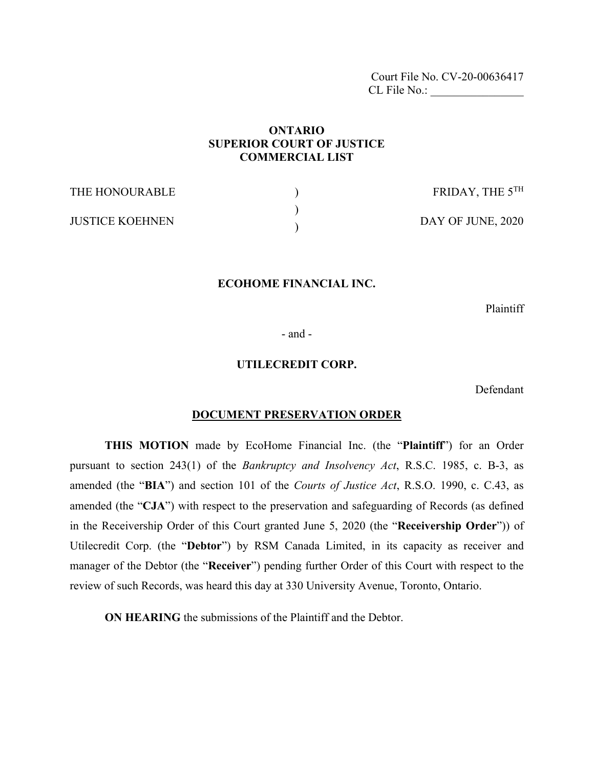Court File No. CV-20-00636417
CL File No.: ________________

**ONTARIO**
**SUPERIOR COURT OF JUSTICE**
**COMMERCIAL LIST**

| | | |
|---|---|---|
| THE HONOURABLE | ) | FRIDAY, THE 5TH |
| | ) | |
| JUSTICE KOEHNEN | ) | DAY OF JUNE, 2020 |

**ECOHOME FINANCIAL INC.**

Plaintiff

\- and -

**UTILECREDIT CORP.**

Defendant

**DOCUMENT PRESERVATION ORDER**

**THIS MOTION** made by EcoHome Financial Inc. (the "**Plaintiff**") for an Order pursuant to section 243(1) of the *Bankruptcy and Insolvency Act*, R.S.C. 1985, c. B-3, as amended (the "**BIA**") and section 101 of the *Courts of Justice Act*, R.S.O. 1990, c. C.43, as amended (the "**CJA**") with respect to the preservation and safeguarding of Records (as defined in the Receivership Order of this Court granted June 5, 2020 (the "**Receivership Order**")) of Utilecredit Corp. (the "**Debtor**") by RSM Canada Limited, in its capacity as receiver and manager of the Debtor (the "**Receiver**") pending further Order of this Court with respect to the review of such Records, was heard this day at 330 University Avenue, Toronto, Ontario.

**ON HEARING** the submissions of the Plaintiff and the Debtor.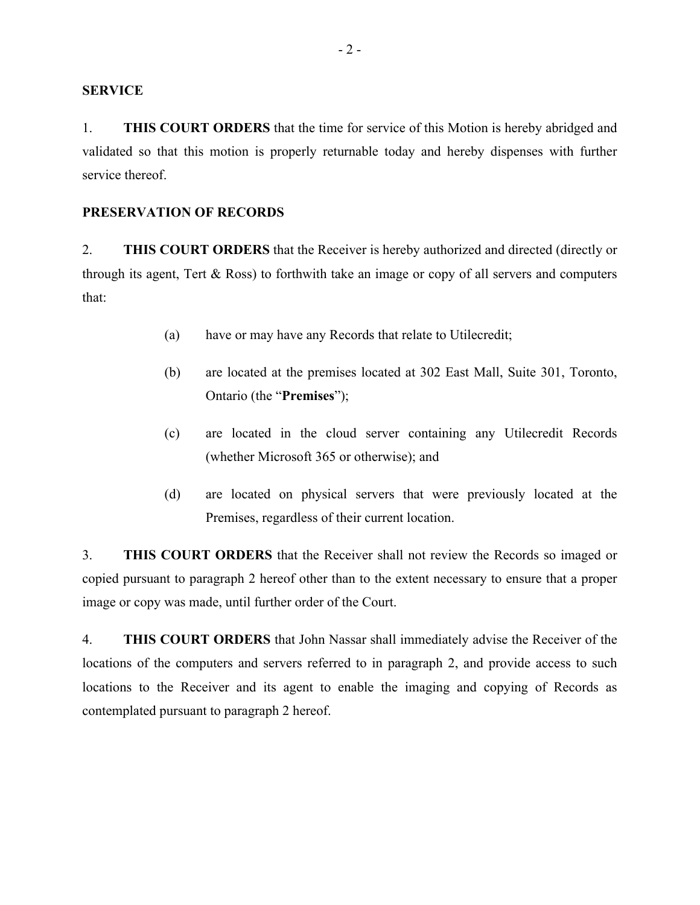**SERVICE**

1. **THIS COURT ORDERS** that the time for service of this Motion is hereby abridged and validated so that this motion is properly returnable today and hereby dispenses with further service thereof.

**PRESERVATION OF RECORDS**

2. **THIS COURT ORDERS** that the Receiver is hereby authorized and directed (directly or through its agent, Tert & Ross) to forthwith take an image or copy of all servers and computers that:

   (a) have or may have any Records that relate to Utilecredit;

   (b) are located at the premises located at 302 East Mall, Suite 301, Toronto, Ontario (the "**Premises**");

   (c) are located in the cloud server containing any Utilecredit Records (whether Microsoft 365 or otherwise); and

   (d) are located on physical servers that were previously located at the Premises, regardless of their current location.

3. **THIS COURT ORDERS** that the Receiver shall not review the Records so imaged or copied pursuant to paragraph 2 hereof other than to the extent necessary to ensure that a proper image or copy was made, until further order of the Court.

4. **THIS COURT ORDERS** that John Nassar shall immediately advise the Receiver of the locations of the computers and servers referred to in paragraph 2, and provide access to such locations to the Receiver and its agent to enable the imaging and copying of Records as contemplated pursuant to paragraph 2 hereof.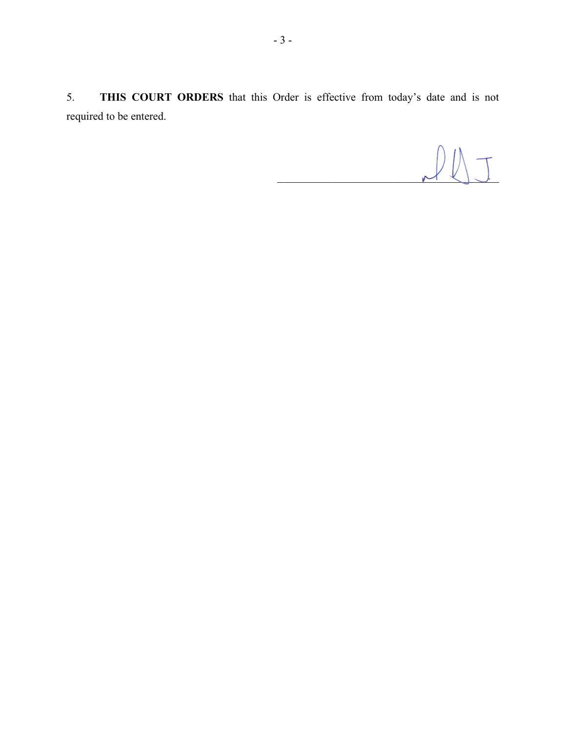5. **THIS COURT ORDERS** that this Order is effective from today's date and is not required to be entered.

\_\_\_\_\_\_\_\_\_\_\_\_\_\_\_\_\_\_\_\_\_\_\_\_\_\_\_\_\_\_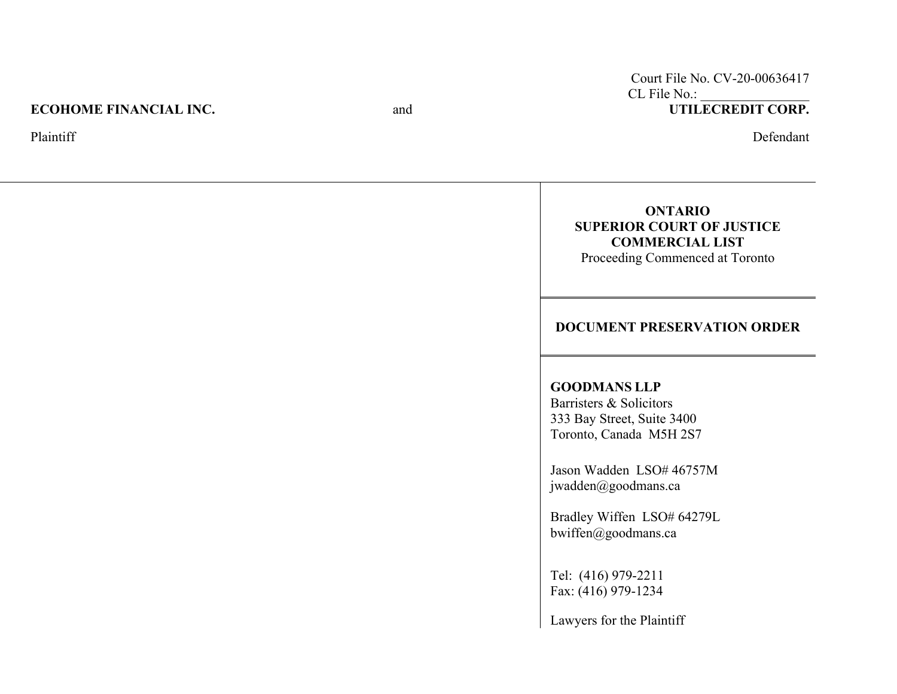Court File No. CV-20-00636417
CL File No.: ________________

**ECOHOME FINANCIAL INC.** and **UTILECREDIT CORP.**

Plaintiff Defendant

**ONTARIO**
**SUPERIOR COURT OF JUSTICE**
**COMMERCIAL LIST**
Proceeding Commenced at Toronto

**DOCUMENT PRESERVATION ORDER**

**GOODMANS LLP**
Barristers & Solicitors
333 Bay Street, Suite 3400
Toronto, Canada M5H 2S7

Jason Wadden LSO# 46757M
jwadden@goodmans.ca

Bradley Wiffen LSO# 64279L
bwiffen@goodmans.ca

Tel: (416) 979-2211
Fax: (416) 979-1234

Lawyers for the Plaintiff